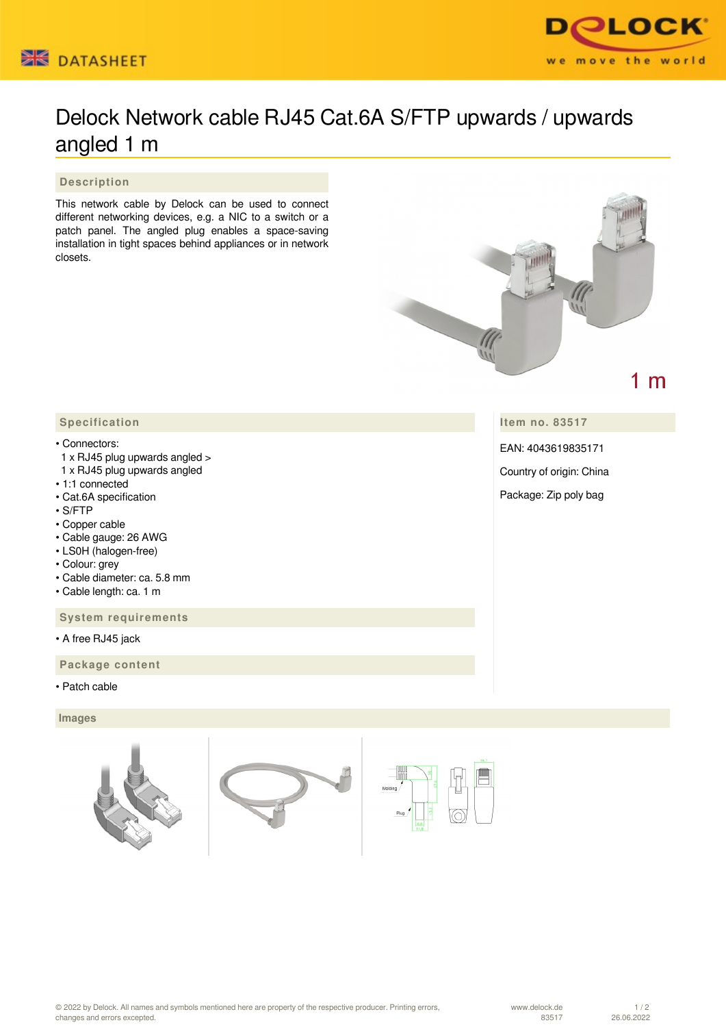# Delock Network cable RJ45 Cat.6A S/FTP upwards / upwards angled 1 m

## Description

This network cable by Delock can be used to connect different networking devices, e.g. a NIC to a switch or a patch panel. The angled plug enables a space-saving installation in tight spaces behind appliances or in network closets.

## Specification

- Connectors:
  1 x RJ45 plug upwards angled >
  1 x RJ45 plug upwards angled
- 1:1 connected
- Cat.6A specification
- S/FTP
- Copper cable
- Cable gauge: 26 AWG
- LS0H (halogen-free)
- Colour: grey
- Cable diameter: ca. 5.8 mm
- Cable length: ca. 1 m

## System requirements

- A free RJ45 jack

## Package content

- Patch cable

## Item no. 83517

EAN: 4043619835171

Country of origin: China

Package: Zip poly bag

## Images

© 2022 by Delock. All names and symbols mentioned here are property of the respective producer. Printing errors, changes and errors excepted.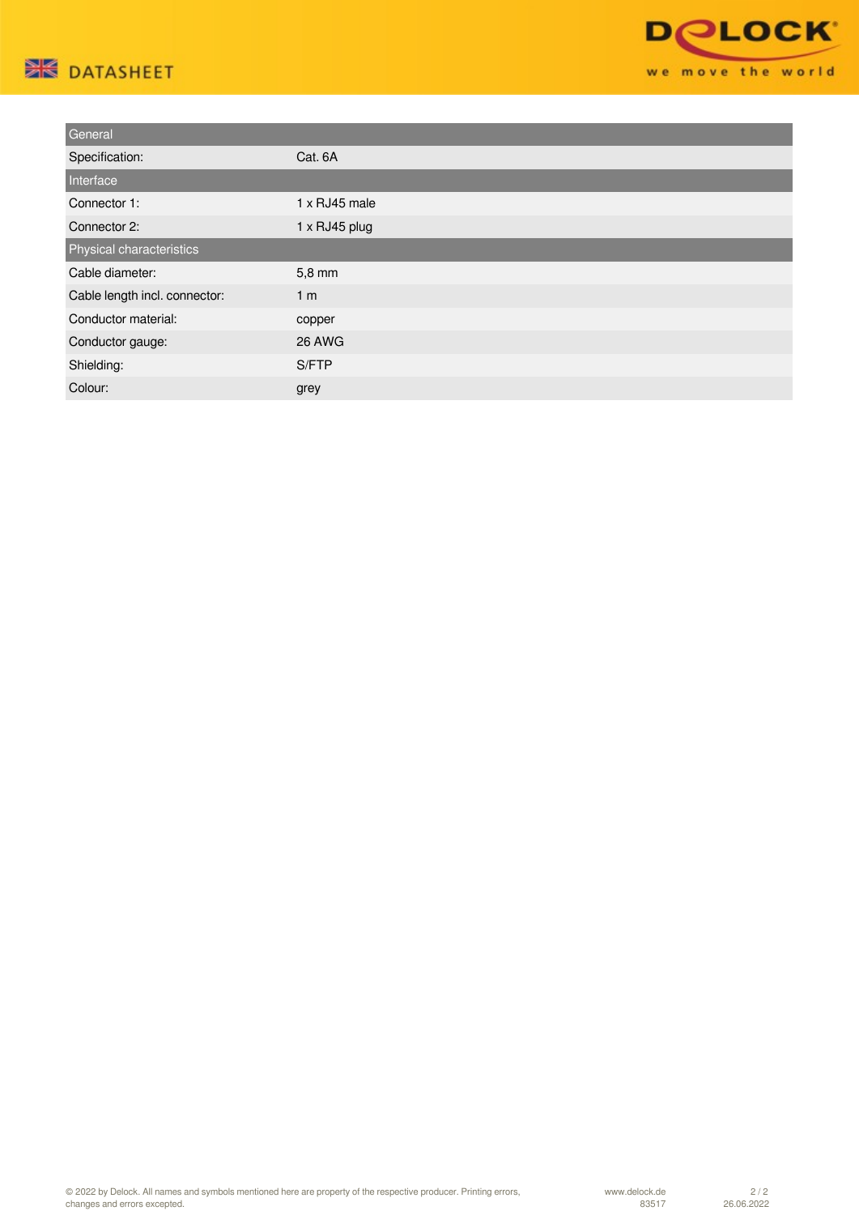| | |
|---|---|
| **General** | |
| Specification: | Cat. 6A |
| **Interface** | |
| Connector 1: | 1 x RJ45 male |
| Connector 2: | 1 x RJ45 plug |
| **Physical characteristics** | |
| Cable diameter: | 5,8 mm |
| Cable length incl. connector: | 1 m |
| Conductor material: | copper |
| Conductor gauge: | 26 AWG |
| Shielding: | S/FTP |
| Colour: | grey |